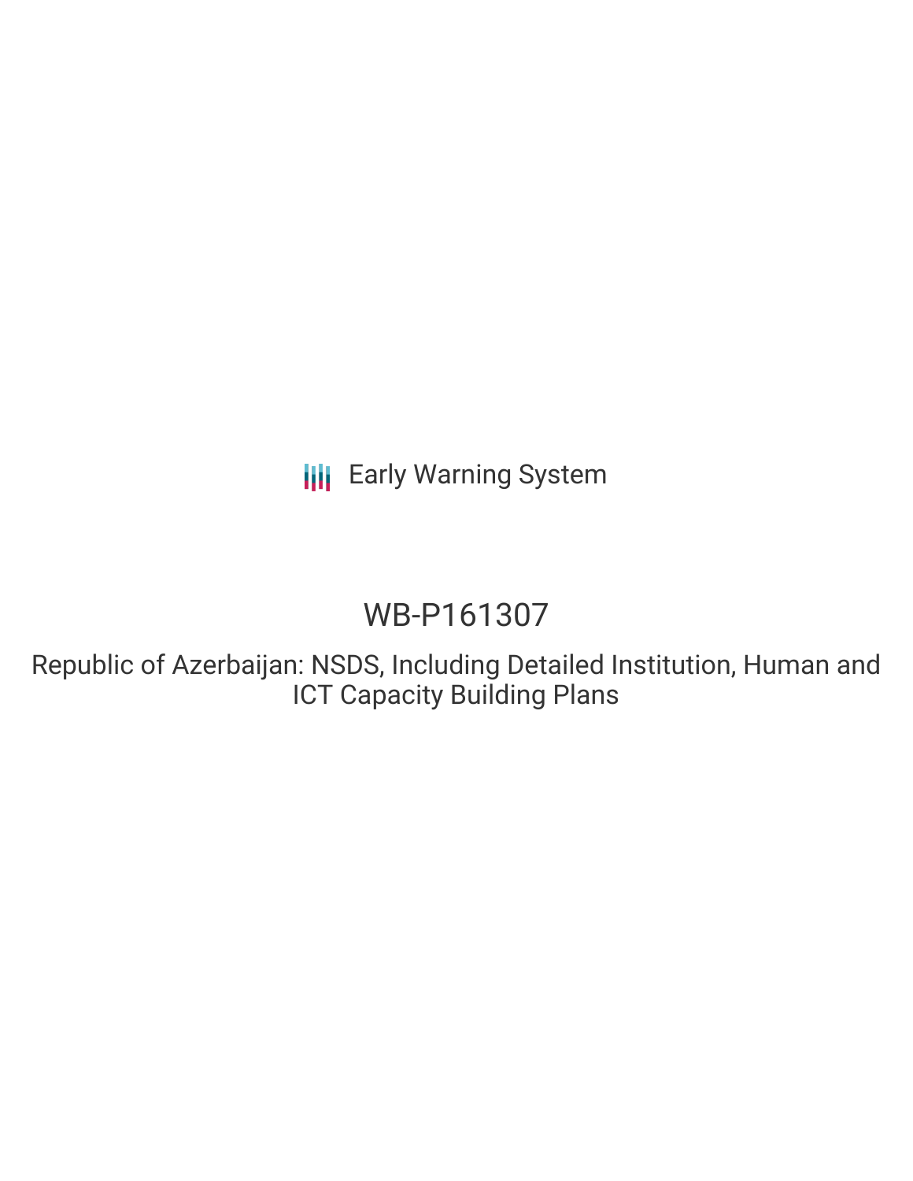Early Warning System

# WB-P161307

## Republic of Azerbaijan: NSDS, Including Detailed Institution, Human and ICT Capacity Building Plans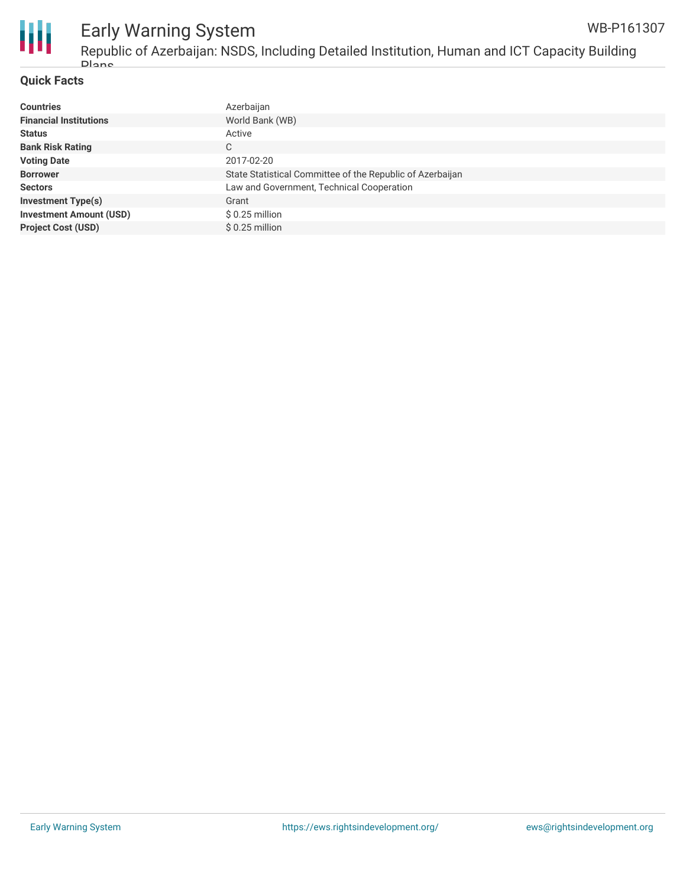## Quick Facts

| | |
|---|---|
| **Countries** | Azerbaijan |
| **Financial Institutions** | World Bank (WB) |
| **Status** | Active |
| **Bank Risk Rating** | C |
| **Voting Date** | 2017-02-20 |
| **Borrower** | State Statistical Committee of the Republic of Azerbaijan |
| **Sectors** | Law and Government, Technical Cooperation |
| **Investment Type(s)** | Grant |
| **Investment Amount (USD)** | $ 0.25 million |
| **Project Cost (USD)** | $ 0.25 million |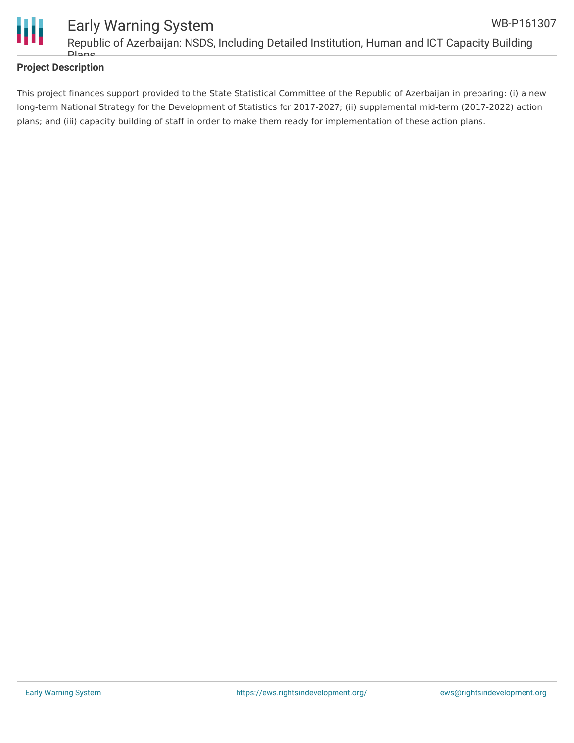## Project Description

This project finances support provided to the State Statistical Committee of the Republic of Azerbaijan in preparing: (i) a new long-term National Strategy for the Development of Statistics for 2017-2027; (ii) supplemental mid-term (2017-2022) action plans; and (iii) capacity building of staff in order to make them ready for implementation of these action plans.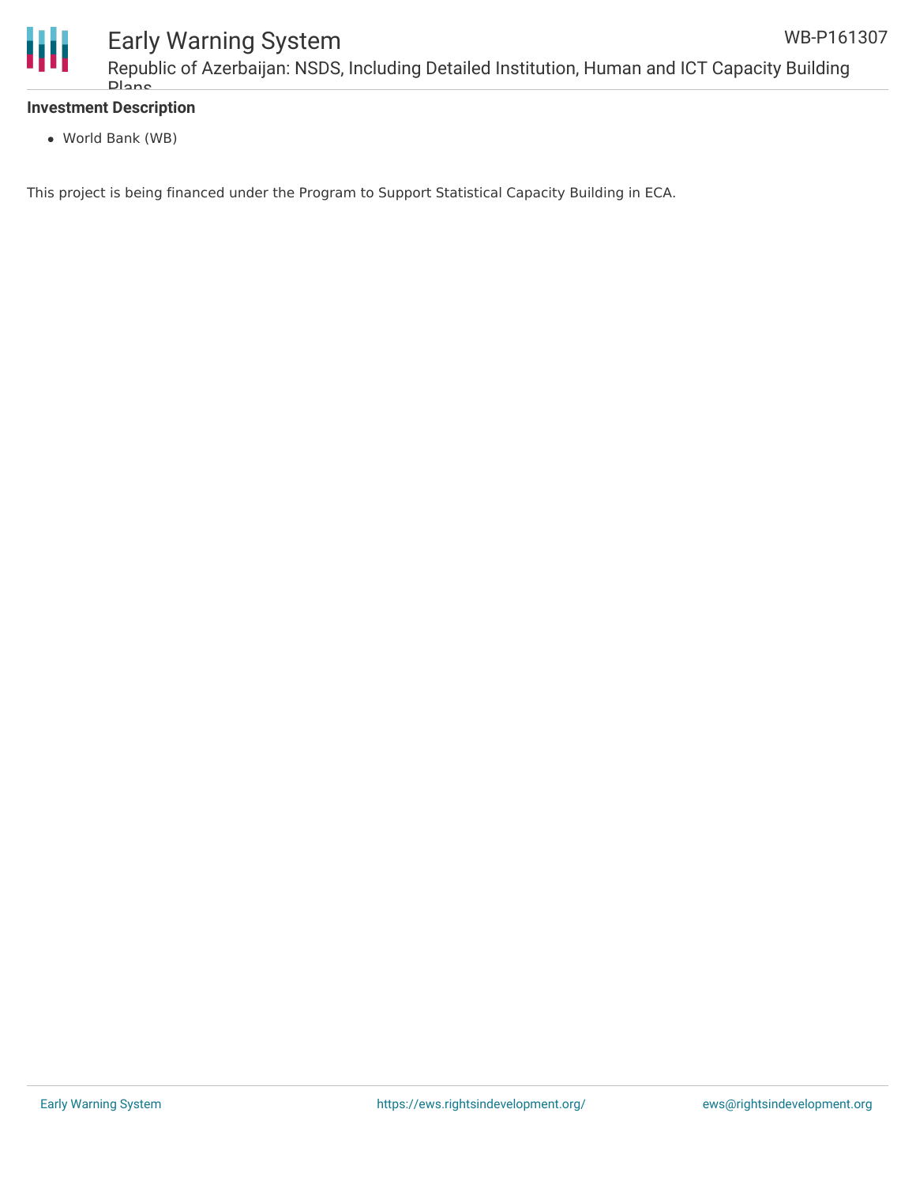**Investment Description**

- World Bank (WB)

This project is being financed under the Program to Support Statistical Capacity Building in ECA.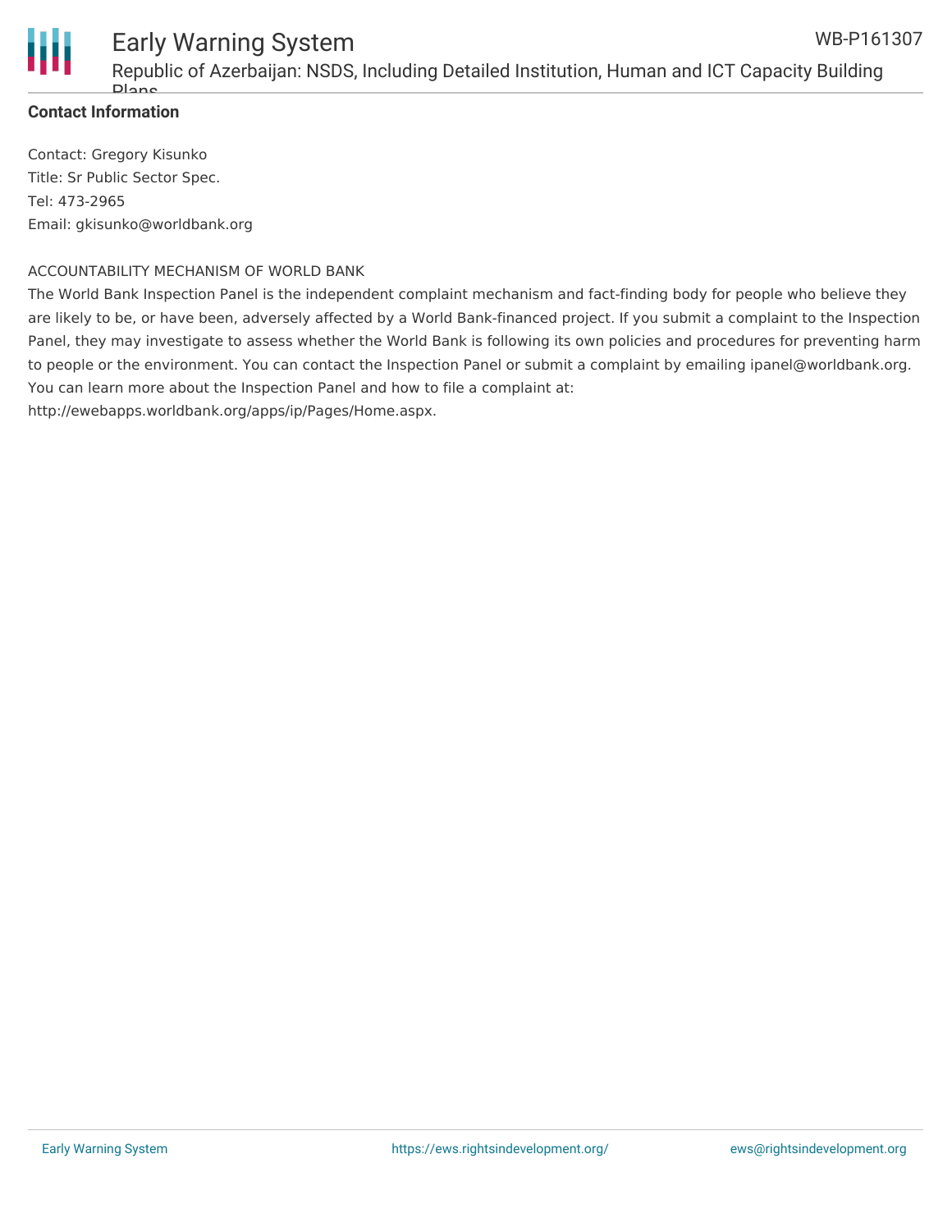**Contact Information**

Contact: Gregory Kisunko
Title: Sr Public Sector Spec.
Tel: 473-2965
Email: gkisunko@worldbank.org

ACCOUNTABILITY MECHANISM OF WORLD BANK

The World Bank Inspection Panel is the independent complaint mechanism and fact-finding body for people who believe they are likely to be, or have been, adversely affected by a World Bank-financed project. If you submit a complaint to the Inspection Panel, they may investigate to assess whether the World Bank is following its own policies and procedures for preventing harm to people or the environment. You can contact the Inspection Panel or submit a complaint by emailing ipanel@worldbank.org. You can learn more about the Inspection Panel and how to file a complaint at: http://ewebapps.worldbank.org/apps/ip/Pages/Home.aspx.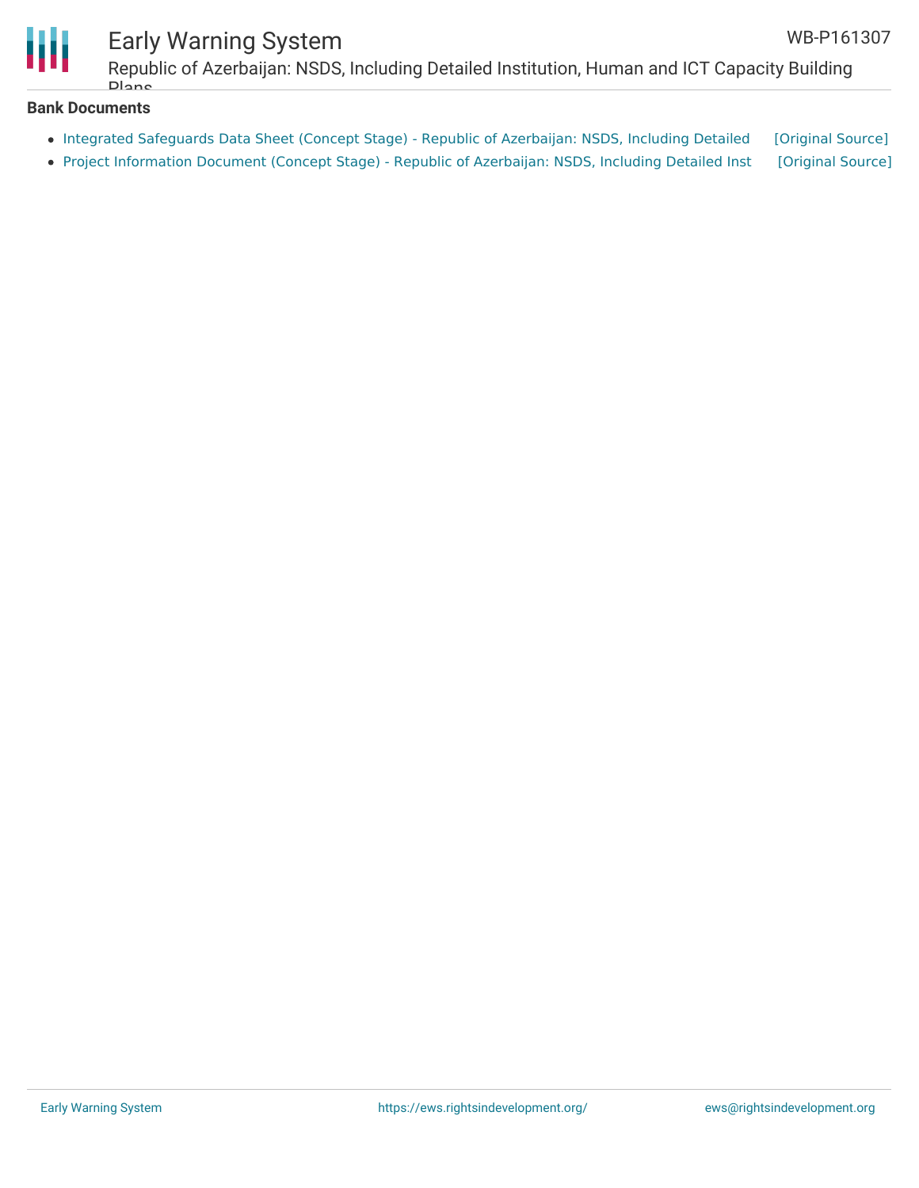**Bank Documents**

- Integrated Safeguards Data Sheet (Concept Stage) - Republic of Azerbaijan: NSDS, Including Detailed [Original Source]
- Project Information Document (Concept Stage) - Republic of Azerbaijan: NSDS, Including Detailed Inst [Original Source]